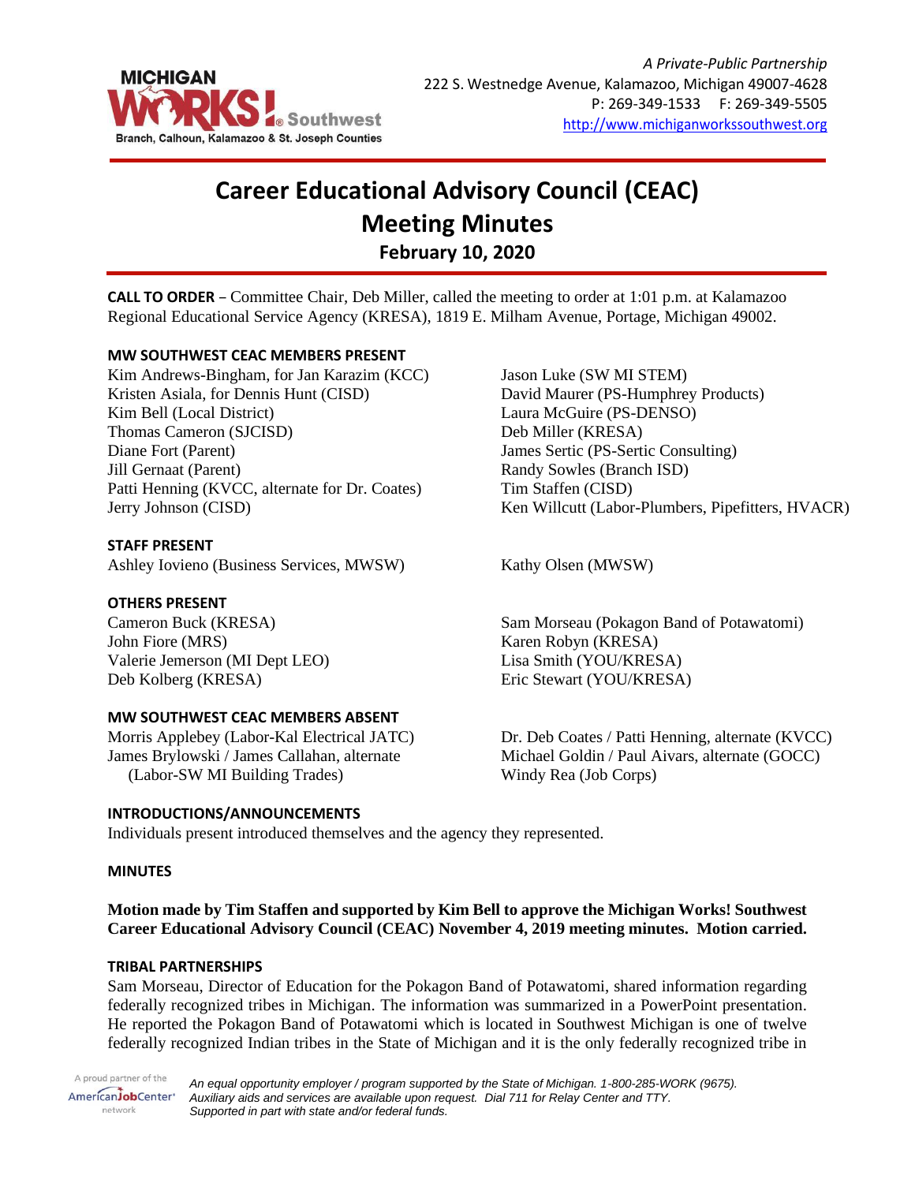*A Private-Public Partnership*
222 S. Westnedge Avenue, Kalamazoo, Michigan 49007-4628
P: 269-349-1533 F: 269-349-5505
http://www.michiganworkssouthwest.org

# Career Educational Advisory Council (CEAC)
# Meeting Minutes
## February 10, 2020

**CALL TO ORDER** – Committee Chair, Deb Miller, called the meeting to order at 1:01 p.m. at Kalamazoo Regional Educational Service Agency (KRESA), 1819 E. Milham Avenue, Portage, Michigan 49002.

**MW SOUTHWEST CEAC MEMBERS PRESENT**

Kim Andrews-Bingham, for Jan Karazim (KCC)
Kristen Asiala, for Dennis Hunt (CISD)
Kim Bell (Local District)
Thomas Cameron (SJCISD)
Diane Fort (Parent)
Jill Gernaat (Parent)
Patti Henning (KVCC, alternate for Dr. Coates)
Jerry Johnson (CISD)
Jason Luke (SW MI STEM)
David Maurer (PS-Humphrey Products)
Laura McGuire (PS-DENSO)
Deb Miller (KRESA)
James Sertic (PS-Sertic Consulting)
Randy Sowles (Branch ISD)
Tim Staffen (CISD)
Ken Willcutt (Labor-Plumbers, Pipefitters, HVACR)

**STAFF PRESENT**

Ashley Iovieno (Business Services, MWSW)
Kathy Olsen (MWSW)

**OTHERS PRESENT**

Cameron Buck (KRESA)
John Fiore (MRS)
Valerie Jemerson (MI Dept LEO)
Deb Kolberg (KRESA)
Sam Morseau (Pokagon Band of Potawatomi)
Karen Robyn (KRESA)
Lisa Smith (YOU/KRESA)
Eric Stewart (YOU/KRESA)

**MW SOUTHWEST CEAC MEMBERS ABSENT**

Morris Applebey (Labor-Kal Electrical JATC)
James Brylowski / James Callahan, alternate (Labor-SW MI Building Trades)
Dr. Deb Coates / Patti Henning, alternate (KVCC)
Michael Goldin / Paul Aivars, alternate (GOCC)
Windy Rea (Job Corps)

**INTRODUCTIONS/ANNOUNCEMENTS**

Individuals present introduced themselves and the agency they represented.

**MINUTES**

**Motion made by Tim Staffen and supported by Kim Bell to approve the Michigan Works! Southwest Career Educational Advisory Council (CEAC) November 4, 2019 meeting minutes. Motion carried.**

**TRIBAL PARTNERSHIPS**

Sam Morseau, Director of Education for the Pokagon Band of Potawatomi, shared information regarding federally recognized tribes in Michigan. The information was summarized in a PowerPoint presentation. He reported the Pokagon Band of Potawatomi which is located in Southwest Michigan is one of twelve federally recognized Indian tribes in the State of Michigan and it is the only federally recognized tribe in

*An equal opportunity employer / program supported by the State of Michigan. 1-800-285-WORK (9675). Auxiliary aids and services are available upon request. Dial 711 for Relay Center and TTY. Supported in part with state and/or federal funds.*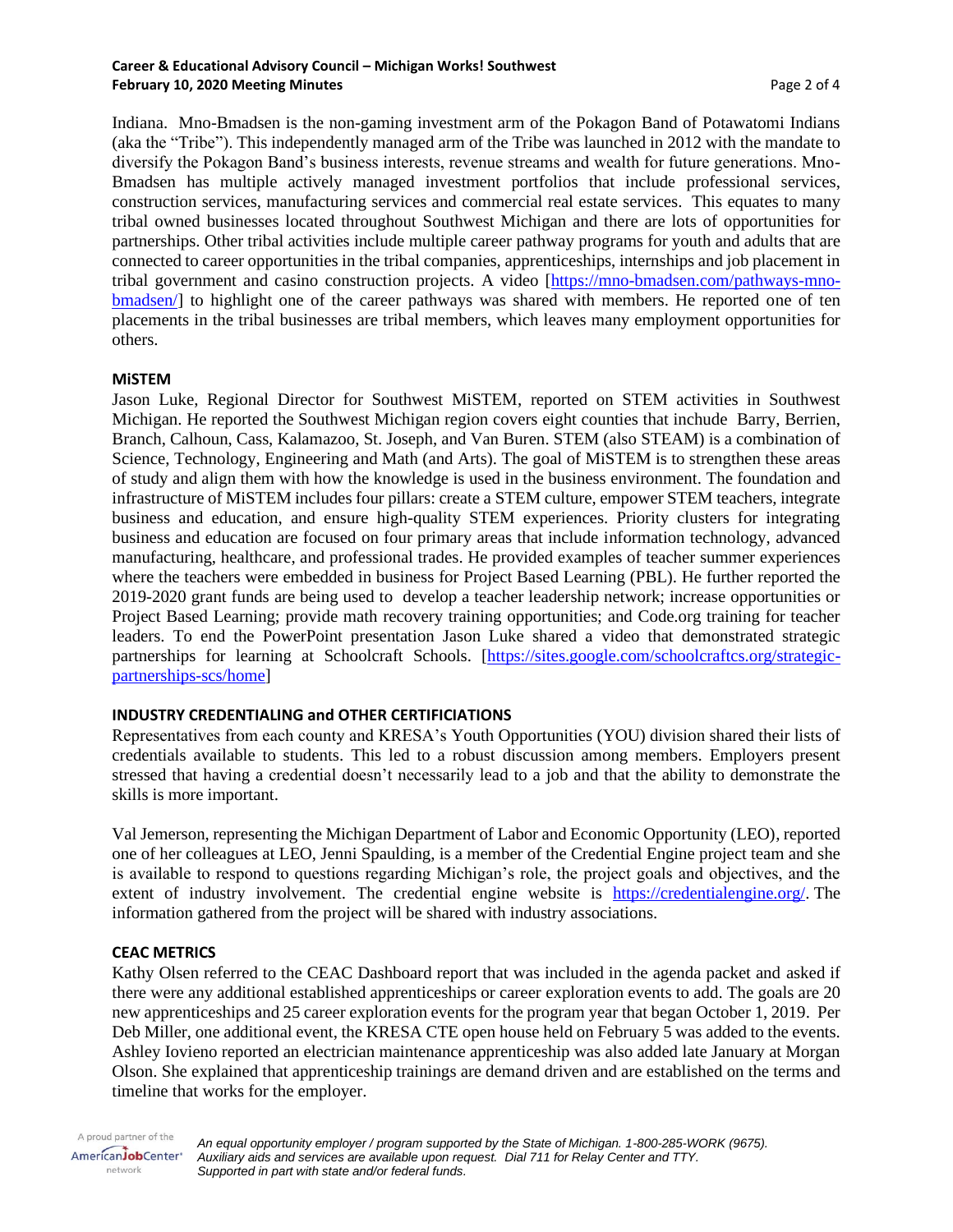Indiana. Mno-Bmadsen is the non-gaming investment arm of the Pokagon Band of Potawatomi Indians (aka the "Tribe"). This independently managed arm of the Tribe was launched in 2012 with the mandate to diversify the Pokagon Band's business interests, revenue streams and wealth for future generations. Mno-Bmadsen has multiple actively managed investment portfolios that include professional services, construction services, manufacturing services and commercial real estate services. This equates to many tribal owned businesses located throughout Southwest Michigan and there are lots of opportunities for partnerships. Other tribal activities include multiple career pathway programs for youth and adults that are connected to career opportunities in the tribal companies, apprenticeships, internships and job placement in tribal government and casino construction projects. A video [https://mno-bmadsen.com/pathways-mno-bmadsen/] to highlight one of the career pathways was shared with members. He reported one of ten placements in the tribal businesses are tribal members, which leaves many employment opportunities for others.

**MiSTEM**

Jason Luke, Regional Director for Southwest MiSTEM, reported on STEM activities in Southwest Michigan. He reported the Southwest Michigan region covers eight counties that include Barry, Berrien, Branch, Calhoun, Cass, Kalamazoo, St. Joseph, and Van Buren. STEM (also STEAM) is a combination of Science, Technology, Engineering and Math (and Arts). The goal of MiSTEM is to strengthen these areas of study and align them with how the knowledge is used in the business environment. The foundation and infrastructure of MiSTEM includes four pillars: create a STEM culture, empower STEM teachers, integrate business and education, and ensure high-quality STEM experiences. Priority clusters for integrating business and education are focused on four primary areas that include information technology, advanced manufacturing, healthcare, and professional trades. He provided examples of teacher summer experiences where the teachers were embedded in business for Project Based Learning (PBL). He further reported the 2019-2020 grant funds are being used to develop a teacher leadership network; increase opportunities or Project Based Learning; provide math recovery training opportunities; and Code.org training for teacher leaders. To end the PowerPoint presentation Jason Luke shared a video that demonstrated strategic partnerships for learning at Schoolcraft Schools. [https://sites.google.com/schoolcraftcs.org/strategic-partnerships-scs/home]

**INDUSTRY CREDENTIALING and OTHER CERTIFICIATIONS**

Representatives from each county and KRESA's Youth Opportunities (YOU) division shared their lists of credentials available to students. This led to a robust discussion among members. Employers present stressed that having a credential doesn't necessarily lead to a job and that the ability to demonstrate the skills is more important.

Val Jemerson, representing the Michigan Department of Labor and Economic Opportunity (LEO), reported one of her colleagues at LEO, Jenni Spaulding, is a member of the Credential Engine project team and she is available to respond to questions regarding Michigan's role, the project goals and objectives, and the extent of industry involvement. The credential engine website is https://credentialengine.org/. The information gathered from the project will be shared with industry associations.

**CEAC METRICS**

Kathy Olsen referred to the CEAC Dashboard report that was included in the agenda packet and asked if there were any additional established apprenticeships or career exploration events to add. The goals are 20 new apprenticeships and 25 career exploration events for the program year that began October 1, 2019. Per Deb Miller, one additional event, the KRESA CTE open house held on February 5 was added to the events. Ashley Iovieno reported an electrician maintenance apprenticeship was also added late January at Morgan Olson. She explained that apprenticeship trainings are demand driven and are established on the terms and timeline that works for the employer.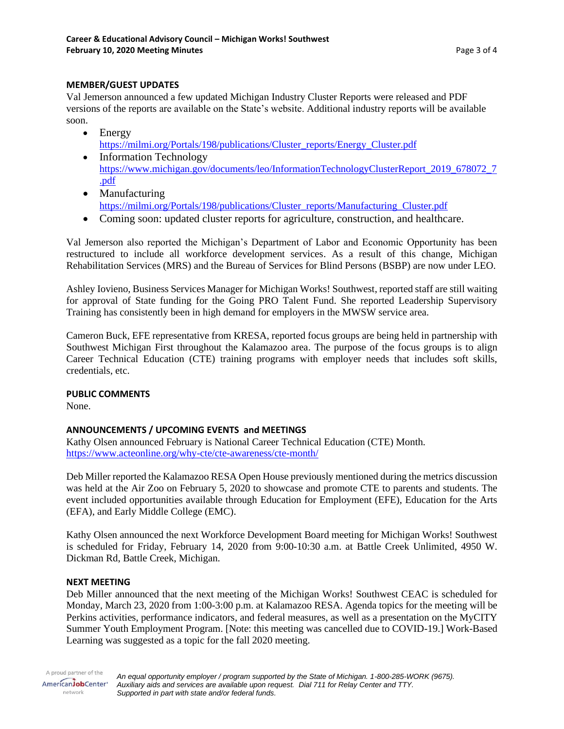## MEMBER/GUEST UPDATES

Val Jemerson announced a few updated Michigan Industry Cluster Reports were released and PDF versions of the reports are available on the State's website. Additional industry reports will be available soon.

- Energy
  https://milmi.org/Portals/198/publications/Cluster_reports/Energy_Cluster.pdf
- Information Technology
  https://www.michigan.gov/documents/leo/InformationTechnologyClusterReport_2019_678072_7.pdf
- Manufacturing
  https://milmi.org/Portals/198/publications/Cluster_reports/Manufacturing_Cluster.pdf
- Coming soon: updated cluster reports for agriculture, construction, and healthcare.

Val Jemerson also reported the Michigan's Department of Labor and Economic Opportunity has been restructured to include all workforce development services. As a result of this change, Michigan Rehabilitation Services (MRS) and the Bureau of Services for Blind Persons (BSBP) are now under LEO.

Ashley Iovieno, Business Services Manager for Michigan Works! Southwest, reported staff are still waiting for approval of State funding for the Going PRO Talent Fund. She reported Leadership Supervisory Training has consistently been in high demand for employers in the MWSW service area.

Cameron Buck, EFE representative from KRESA, reported focus groups are being held in partnership with Southwest Michigan First throughout the Kalamazoo area. The purpose of the focus groups is to align Career Technical Education (CTE) training programs with employer needs that includes soft skills, credentials, etc.

## PUBLIC COMMENTS

None.

## ANNOUNCEMENTS / UPCOMING EVENTS and MEETINGS

Kathy Olsen announced February is National Career Technical Education (CTE) Month.
https://www.acteonline.org/why-cte/cte-awareness/cte-month/

Deb Miller reported the Kalamazoo RESA Open House previously mentioned during the metrics discussion was held at the Air Zoo on February 5, 2020 to showcase and promote CTE to parents and students. The event included opportunities available through Education for Employment (EFE), Education for the Arts (EFA), and Early Middle College (EMC).

Kathy Olsen announced the next Workforce Development Board meeting for Michigan Works! Southwest is scheduled for Friday, February 14, 2020 from 9:00-10:30 a.m. at Battle Creek Unlimited, 4950 W. Dickman Rd, Battle Creek, Michigan.

## NEXT MEETING

Deb Miller announced that the next meeting of the Michigan Works! Southwest CEAC is scheduled for Monday, March 23, 2020 from 1:00-3:00 p.m. at Kalamazoo RESA. Agenda topics for the meeting will be Perkins activities, performance indicators, and federal measures, as well as a presentation on the MyCITY Summer Youth Employment Program. [Note: this meeting was cancelled due to COVID-19.] Work-Based Learning was suggested as a topic for the fall 2020 meeting.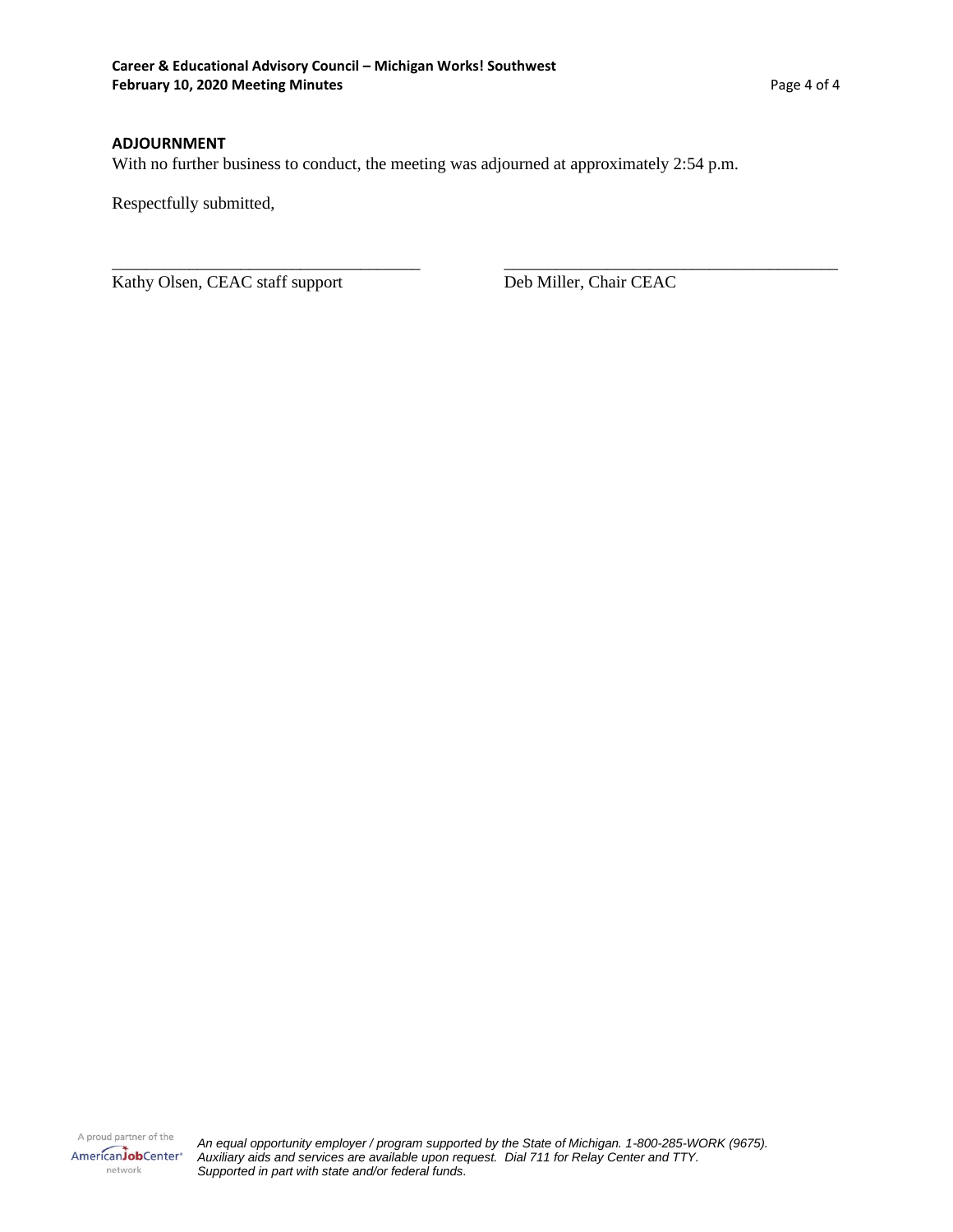**ADJOURNMENT**

With no further business to conduct, the meeting was adjourned at approximately 2:54 p.m.

Respectfully submitted,

\_\_\_\_\_\_\_\_\_\_\_\_\_\_\_\_\_\_\_\_\_\_\_\_\_\_\_\_\_\_\_\_\_\_\_\_
Kathy Olsen, CEAC staff support

\_\_\_\_\_\_\_\_\_\_\_\_\_\_\_\_\_\_\_\_\_\_\_\_\_\_\_\_\_\_\_\_\_\_\_\_\_\_\_\_
Deb Miller, Chair CEAC

A proud partner of the AmericanJobCenter network

*An equal opportunity employer / program supported by the State of Michigan. 1-800-285-WORK (9675). Auxiliary aids and services are available upon request. Dial 711 for Relay Center and TTY. Supported in part with state and/or federal funds.*